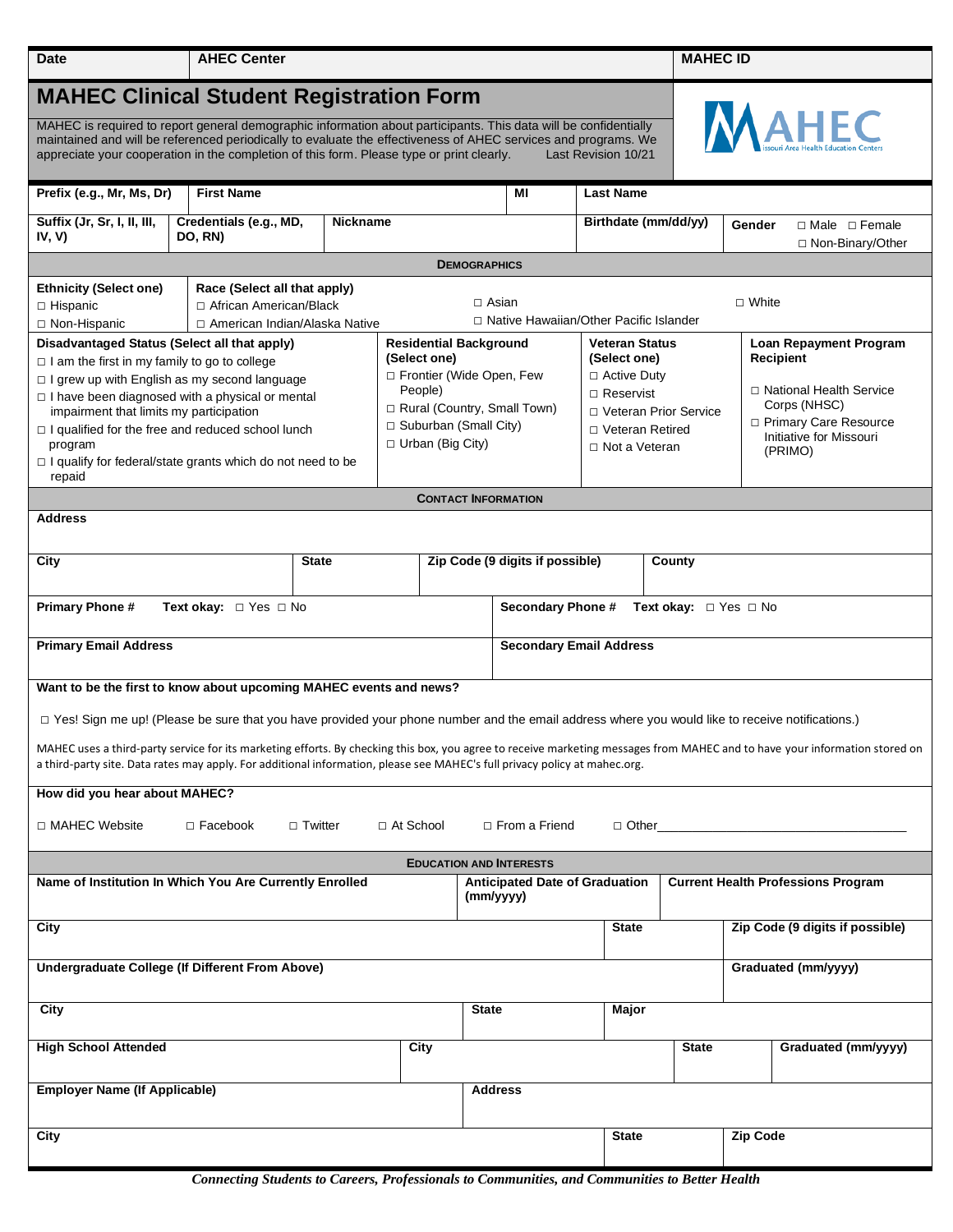| Date | AHEC Center | MAHEC ID |
|---|---|---|

# MAHEC Clinical Student Registration Form

MAHEC is required to report general demographic information about participants. This data will be confidentially maintained and will be referenced periodically to evaluate the effectiveness of AHEC services and programs. We appreciate your cooperation in the completion of this form. Please type or print clearly. Last Revision 10/21

| Prefix (e.g., Mr, Ms, Dr) | First Name | MI | Last Name |
|---|---|---|---|

| Suffix (Jr, Sr, I, II, III, IV, V) | Credentials (e.g., MD, DO, RN) | Nickname | Birthdate (mm/dd/yy) | Gender ☐ Male ☐ Female ☐ Non-Binary/Other |
|---|---|---|---|---|

## Demographics

**Ethnicity (Select one)**
- ☐ Hispanic
- ☐ Non-Hispanic

**Race (Select all that apply)**
- ☐ African American/Black
- ☐ American Indian/Alaska Native
- ☐ Asian
- ☐ Native Hawaiian/Other Pacific Islander
- ☐ White

**Disadvantaged Status (Select all that apply)**
- ☐ I am the first in my family to go to college
- ☐ I grew up with English as my second language
- ☐ I have been diagnosed with a physical or mental impairment that limits my participation
- ☐ I qualified for the free and reduced school lunch program
- ☐ I qualify for federal/state grants which do not need to be repaid

**Residential Background (Select one)**
- ☐ Frontier (Wide Open, Few People)
- ☐ Rural (Country, Small Town)
- ☐ Suburban (Small City)
- ☐ Urban (Big City)

**Veteran Status (Select one)**
- ☐ Active Duty
- ☐ Reservist
- ☐ Veteran Prior Service
- ☐ Veteran Retired
- ☐ Not a Veteran

**Loan Repayment Program Recipient**
- ☐ National Health Service Corps (NHSC)
- ☐ Primary Care Resource Initiative for Missouri (PRIMO)

## Contact Information

| Address | | | |
|---|---|---|---|
| City | State | Zip Code (9 digits if possible) | County |

| Primary Phone # Text okay: ☐ Yes ☐ No | Secondary Phone # Text okay: ☐ Yes ☐ No |
|---|---|
| Primary Email Address | Secondary Email Address |

**Want to be the first to know about upcoming MAHEC events and news?**

☐ Yes! Sign me up! (Please be sure that you have provided your phone number and the email address where you would like to receive notifications.)

MAHEC uses a third-party service for its marketing efforts. By checking this box, you agree to receive marketing messages from MAHEC and to have your information stored on a third-party site. Data rates may apply. For additional information, please see MAHEC's full privacy policy at mahec.org.

**How did you hear about MAHEC?**

☐ MAHEC Website ☐ Facebook ☐ Twitter ☐ At School ☐ From a Friend ☐ Other________________

## Education and Interests

| Name of Institution In Which You Are Currently Enrolled | Anticipated Date of Graduation (mm/yyyy) | Current Health Professions Program |
|---|---|---|
| City | State | Zip Code (9 digits if possible) |

| Undergraduate College (If Different From Above) | | Graduated (mm/yyyy) |
|---|---|---|
| City | State | Major |

| High School Attended | City | State | Graduated (mm/yyyy) |
|---|---|---|---|

| Employer Name (If Applicable) | Address | |
|---|---|---|
| City | State | Zip Code |

*Connecting Students to Careers, Professionals to Communities, and Communities to Better Health*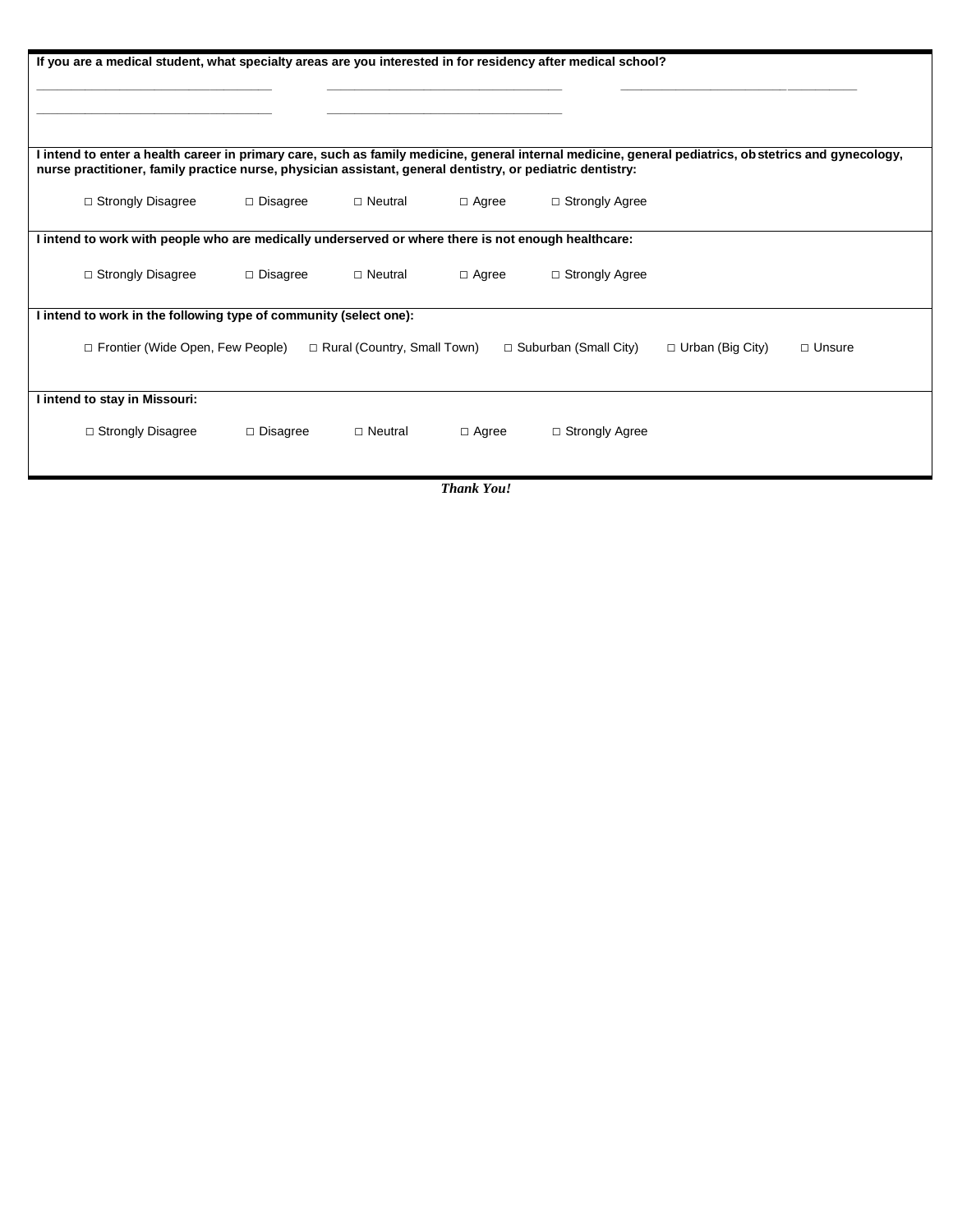**If you are a medical student, what specialty areas are you interested in for residency after medical school?**

\_\_\_\_\_\_\_\_\_\_\_\_\_\_\_\_\_\_\_\_\_\_\_\_\_\_\_\_\_\_\_\_ \_\_\_\_\_\_\_\_\_\_\_\_\_\_\_\_\_\_\_\_\_\_\_\_\_\_\_\_\_\_\_\_ \_\_\_\_\_\_\_\_\_\_\_\_\_\_\_\_\_\_\_\_\_\_\_\_\_\_\_\_\_\_\_\_

\_\_\_\_\_\_\_\_\_\_\_\_\_\_\_\_\_\_\_\_\_\_\_\_\_\_\_\_\_\_\_\_ \_\_\_\_\_\_\_\_\_\_\_\_\_\_\_\_\_\_\_\_\_\_\_\_\_\_\_\_\_\_\_\_

**I intend to enter a health career in primary care, such as family medicine, general internal medicine, general pediatrics, obstetrics and gynecology, nurse practitioner, family practice nurse, physician assistant, general dentistry, or pediatric dentistry:**

□ Strongly Disagree □ Disagree □ Neutral □ Agree □ Strongly Agree

**I intend to work with people who are medically underserved or where there is not enough healthcare:**

□ Strongly Disagree □ Disagree □ Neutral □ Agree □ Strongly Agree

**I intend to work in the following type of community (select one):**

□ Frontier (Wide Open, Few People) □ Rural (Country, Small Town) □ Suburban (Small City) □ Urban (Big City) □ Unsure

**I intend to stay in Missouri:**

□ Strongly Disagree □ Disagree □ Neutral □ Agree □ Strongly Agree

***Thank You!***